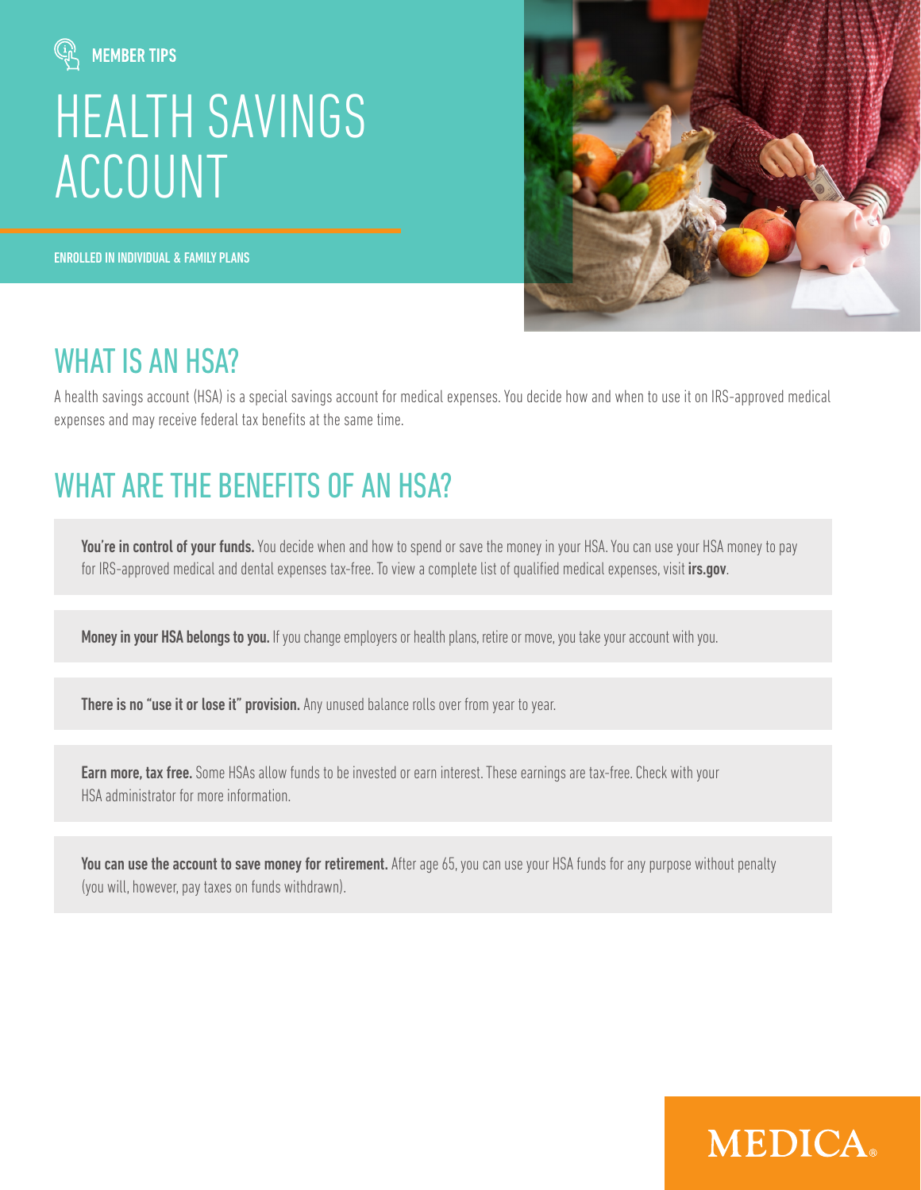MEMBER TIPS

# HEALTH SAVINGS ACCOUNT

ENROLLED IN INDIVIDUAL & FAMILY PLANS

## WHAT IS AN HSA?

A health savings account (HSA) is a special savings account for medical expenses. You decide how and when to use it on IRS-approved medical expenses and may receive federal tax benefits at the same time.

## WHAT ARE THE BENEFITS OF AN HSA?

**You're in control of your funds.** You decide when and how to spend or save the money in your HSA. You can use your HSA money to pay for IRS-approved medical and dental expenses tax-free. To view a complete list of qualified medical expenses, visit **irs.gov**.

**Money in your HSA belongs to you.** If you change employers or health plans, retire or move, you take your account with you.

**There is no "use it or lose it" provision.** Any unused balance rolls over from year to year.

**Earn more, tax free.** Some HSAs allow funds to be invested or earn interest. These earnings are tax-free. Check with your HSA administrator for more information.

**You can use the account to save money for retirement.** After age 65, you can use your HSA funds for any purpose without penalty (you will, however, pay taxes on funds withdrawn).

MEDICA®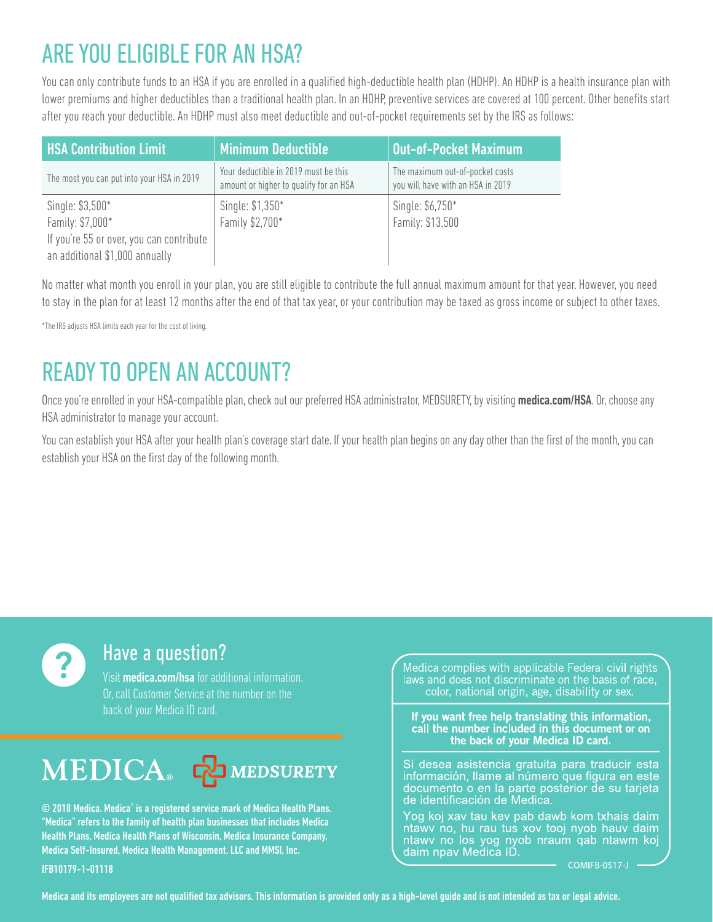# ARE YOU ELIGIBLE FOR AN HSA?

You can only contribute funds to an HSA if you are enrolled in a qualified high-deductible health plan (HDHP). An HDHP is a health insurance plan with lower premiums and higher deductibles than a traditional health plan. In an HDHP, preventive services are covered at 100 percent. Other benefits start after you reach your deductible. An HDHP must also meet deductible and out-of-pocket requirements set by the IRS as follows:

| HSA Contribution Limit | Minimum Deductible | Out-of-Pocket Maximum |
|---|---|---|
| The most you can put into your HSA in 2019 | Your deductible in 2019 must be this amount or higher to qualify for an HSA | The maximum out-of-pocket costs you will have with an HSA in 2019 |
| Single: $3,500*<br>Family: $7,000*<br>If you're 55 or over, you can contribute an additional $1,000 annually | Single: $1,350*<br>Family $2,700* | Single: $6,750*<br>Family: $13,500 |

No matter what month you enroll in your plan, you are still eligible to contribute the full annual maximum amount for that year. However, you need to stay in the plan for at least 12 months after the end of that tax year, or your contribution may be taxed as gross income or subject to other taxes.

*The IRS adjusts HSA limits each year for the cost of living.

# READY TO OPEN AN ACCOUNT?

Once you're enrolled in your HSA-compatible plan, check out our preferred HSA administrator, MEDSURETY, by visiting **medica.com/HSA**. Or, choose any HSA administrator to manage your account.

You can establish your HSA after your health plan's coverage start date. If your health plan begins on any day other than the first of the month, you can establish your HSA on the first day of the following month.

## Have a question?

Visit **medica.com/hsa** for additional information. Or, call Customer Service at the number on the back of your Medica ID card.

MEDICA® MEDSURETY

**© 2018 Medica. Medica® is a registered service mark of Medica Health Plans. "Medica" refers to the family of health plan businesses that includes Medica Health Plans, Medica Health Plans of Wisconsin, Medica Insurance Company, Medica Self-Insured, Medica Health Management, LLC and MMSI, Inc.**

**IFB10179-1-01118**

Medica complies with applicable Federal civil rights laws and does not discriminate on the basis of race, color, national origin, age, disability or sex.

**If you want free help translating this information, call the number included in this document or on the back of your Medica ID card.**

Si desea asistencia gratuita para traducir esta información, llame al número que figura en este documento o en la parte posterior de su tarjeta de identificación de Medica.

Yog koj xav tau kev pab dawb kom txhais daim ntawv no, hu rau tus xov tooj nyob hauv daim ntawv no los yog nyob nraum qab ntawm koj daim npav Medica ID.

COMIFB-0517-J

**Medica and its employees are not qualified tax advisors. This information is provided only as a high-level guide and is not intended as tax or legal advice.**